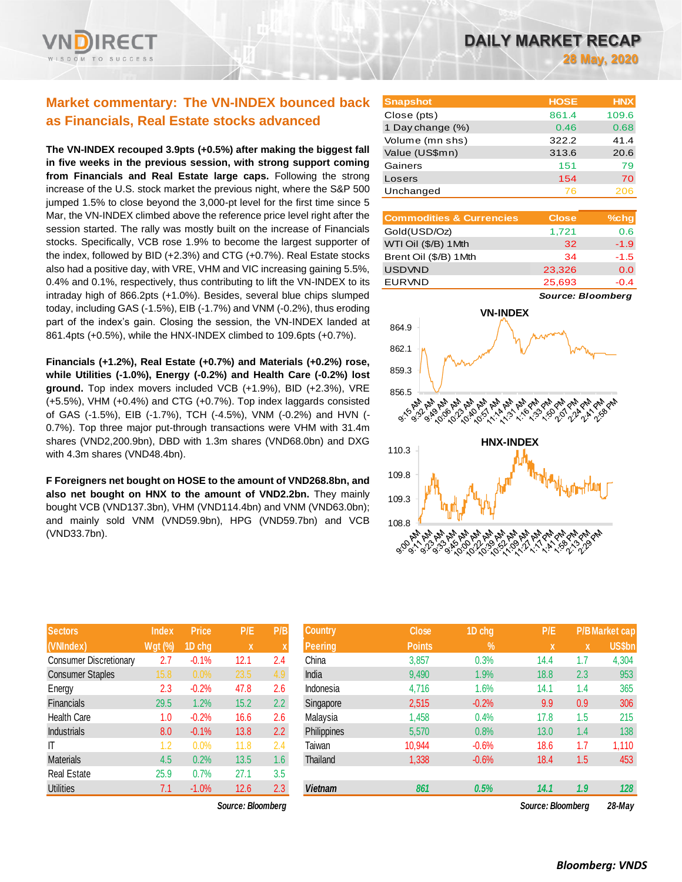# DAILY MARKET RECAP

**28 May, 2020**

## Market commentary: The VN-INDEX bounced back as Financials, Real Estate stocks advanced

**The VN-INDEX recouped 3.9pts (+0.5%) after making the biggest fall in five weeks in the previous session, with strong support coming from Financials and Real Estate large caps.** Following the strong increase of the U.S. stock market the previous night, where the S&P 500 jumped 1.5% to close beyond the 3,000-pt level for the first time since 5 Mar, the VN-INDEX climbed above the reference price level right after the session started. The rally was mostly built on the increase of Financials stocks. Specifically, VCB rose 1.9% to become the largest supporter of the index, followed by BID (+2.3%) and CTG (+0.7%). Real Estate stocks also had a positive day, with VRE, VHM and VIC increasing gaining 5.5%, 0.4% and 0.1%, respectively, thus contributing to lift the VN-INDEX to its intraday high of 866.2pts (+1.0%). Besides, several blue chips slumped today, including GAS (-1.5%), EIB (-1.7%) and VNM (-0.2%), thus eroding part of the index's gain. Closing the session, the VN-INDEX landed at 861.4pts (+0.5%), while the HNX-INDEX climbed to 109.6pts (+0.7%).

**Financials (+1.2%), Real Estate (+0.7%) and Materials (+0.2%) rose, while Utilities (-1.0%), Energy (-0.2%) and Health Care (-0.2%) lost ground.** Top index movers included VCB (+1.9%), BID (+2.3%), VRE (+5.5%), VHM (+0.4%) and CTG (+0.7%). Top index laggards consisted of GAS (-1.5%), EIB (-1.7%), TCH (-4.5%), VNM (-0.2%) and HVN (-0.7%). Top three major put-through transactions were VHM with 31.4m shares (VND2,200.9bn), DBD with 1.3m shares (VND68.0bn) and DXG with 4.3m shares (VND48.4bn).

**F Foreigners net bought on HOSE to the amount of VND268.8bn, and also net bought on HNX to the amount of VND2.2bn.** They mainly bought VCB (VND137.3bn), VHM (VND114.4bn) and VNM (VND63.0bn); and mainly sold VNM (VND59.9bn), HPG (VND59.7bn) and VCB (VND33.7bn).

| Snapshot | HOSE | HNX |
|---|---|---|
| Close (pts) | 861.4 | 109.6 |
| 1 Day change (%) | 0.46 | 0.68 |
| Volume (mn shs) | 322.2 | 41.4 |
| Value (US$mn) | 313.6 | 20.6 |
| Gainers | 151 | 79 |
| Losers | 154 | 70 |
| Unchanged | 76 | 206 |

| Commodities & Currencies | Close | %chg |
|---|---|---|
| Gold(USD/Oz) | 1,721 | 0.6 |
| WTI Oil ($/B) 1Mth | 32 | -1.9 |
| Brent Oil ($/B) 1Mth | 34 | -1.5 |
| USDVND | 23,326 | 0.0 |
| EURVND | 25,693 | -0.4 |

*Source: Bloomberg*

**VN-INDEX**

**HNX-INDEX**

| Sectors (VNIndex) | Index Wgt (%) | Price 1D chg | P/E x | P/B x |
|---|---|---|---|---|
| Consumer Discretionary | 2.7 | -0.1% | 12.1 | 2.4 |
| Consumer Staples | 15.8 | 0.0% | 23.5 | 4.9 |
| Energy | 2.3 | -0.2% | 47.8 | 2.6 |
| Financials | 29.5 | 1.2% | 15.2 | 2.2 |
| Health Care | 1.0 | -0.2% | 16.6 | 2.6 |
| Industrials | 8.0 | -0.1% | 13.8 | 2.2 |
| IT | 1.2 | 0.0% | 11.8 | 2.4 |
| Materials | 4.5 | 0.2% | 13.5 | 1.6 |
| Real Estate | 25.9 | 0.7% | 27.1 | 3.5 |
| Utilities | 7.1 | -1.0% | 12.6 | 2.3 |

*Source: Bloomberg*

| Country Peering | Close Points | 1D chg % | P/E x | P/B x | Market cap US$bn |
|---|---|---|---|---|---|
| China | 3,857 | 0.3% | 14.4 | 1.7 | 4,304 |
| India | 9,490 | 1.9% | 18.8 | 2.3 | 953 |
| Indonesia | 4,716 | 1.6% | 14.1 | 1.4 | 365 |
| Singapore | 2,515 | -0.2% | 9.9 | 0.9 | 306 |
| Malaysia | 1,458 | 0.4% | 17.8 | 1.5 | 215 |
| Philippines | 5,570 | 0.8% | 13.0 | 1.4 | 138 |
| Taiwan | 10,944 | -0.6% | 18.6 | 1.7 | 1,110 |
| Thailand | 1,338 | -0.6% | 18.4 | 1.5 | 453 |
| **Vietnam** | **861** | **0.5%** | **14.1** | **1.9** | **128** |

*Source: Bloomberg* *28-May*

***Bloomberg: VNDS***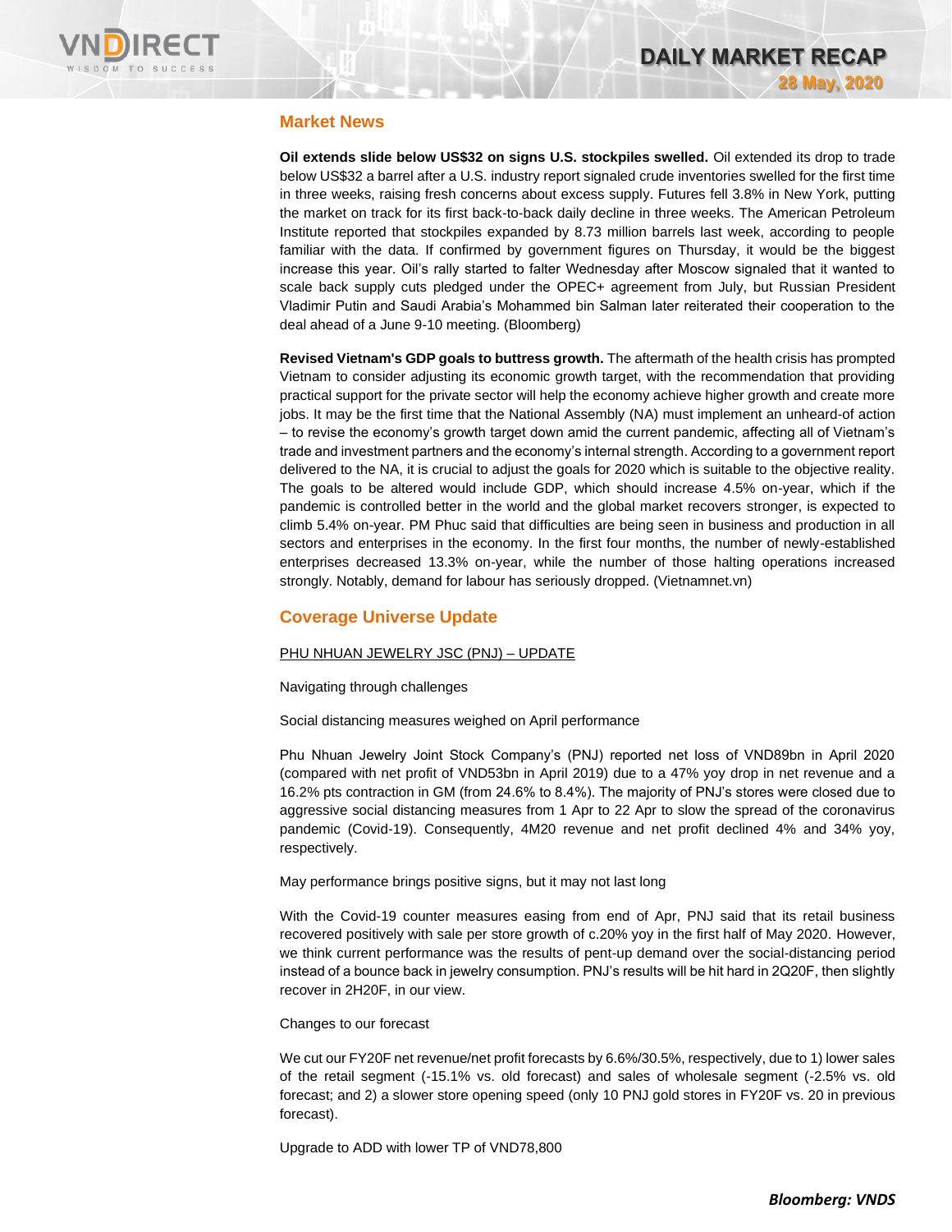## Market News

**Oil extends slide below US$32 on signs U.S. stockpiles swelled.** Oil extended its drop to trade below US$32 a barrel after a U.S. industry report signaled crude inventories swelled for the first time in three weeks, raising fresh concerns about excess supply. Futures fell 3.8% in New York, putting the market on track for its first back-to-back daily decline in three weeks. The American Petroleum Institute reported that stockpiles expanded by 8.73 million barrels last week, according to people familiar with the data. If confirmed by government figures on Thursday, it would be the biggest increase this year. Oil's rally started to falter Wednesday after Moscow signaled that it wanted to scale back supply cuts pledged under the OPEC+ agreement from July, but Russian President Vladimir Putin and Saudi Arabia's Mohammed bin Salman later reiterated their cooperation to the deal ahead of a June 9-10 meeting. (Bloomberg)

**Revised Vietnam's GDP goals to buttress growth.** The aftermath of the health crisis has prompted Vietnam to consider adjusting its economic growth target, with the recommendation that providing practical support for the private sector will help the economy achieve higher growth and create more jobs. It may be the first time that the National Assembly (NA) must implement an unheard-of action – to revise the economy's growth target down amid the current pandemic, affecting all of Vietnam's trade and investment partners and the economy's internal strength. According to a government report delivered to the NA, it is crucial to adjust the goals for 2020 which is suitable to the objective reality. The goals to be altered would include GDP, which should increase 4.5% on-year, which if the pandemic is controlled better in the world and the global market recovers stronger, is expected to climb 5.4% on-year. PM Phuc said that difficulties are being seen in business and production in all sectors and enterprises in the economy. In the first four months, the number of newly-established enterprises decreased 13.3% on-year, while the number of those halting operations increased strongly. Notably, demand for labour has seriously dropped. (Vietnamnet.vn)

## Coverage Universe Update

PHU NHUAN JEWELRY JSC (PNJ) – UPDATE

Navigating through challenges

Social distancing measures weighed on April performance

Phu Nhuan Jewelry Joint Stock Company's (PNJ) reported net loss of VND89bn in April 2020 (compared with net profit of VND53bn in April 2019) due to a 47% yoy drop in net revenue and a 16.2% pts contraction in GM (from 24.6% to 8.4%). The majority of PNJ's stores were closed due to aggressive social distancing measures from 1 Apr to 22 Apr to slow the spread of the coronavirus pandemic (Covid-19). Consequently, 4M20 revenue and net profit declined 4% and 34% yoy, respectively.

May performance brings positive signs, but it may not last long

With the Covid-19 counter measures easing from end of Apr, PNJ said that its retail business recovered positively with sale per store growth of c.20% yoy in the first half of May 2020. However, we think current performance was the results of pent-up demand over the social-distancing period instead of a bounce back in jewelry consumption. PNJ's results will be hit hard in 2Q20F, then slightly recover in 2H20F, in our view.

Changes to our forecast

We cut our FY20F net revenue/net profit forecasts by 6.6%/30.5%, respectively, due to 1) lower sales of the retail segment (-15.1% vs. old forecast) and sales of wholesale segment (-2.5% vs. old forecast; and 2) a slower store opening speed (only 10 PNJ gold stores in FY20F vs. 20 in previous forecast).

Upgrade to ADD with lower TP of VND78,800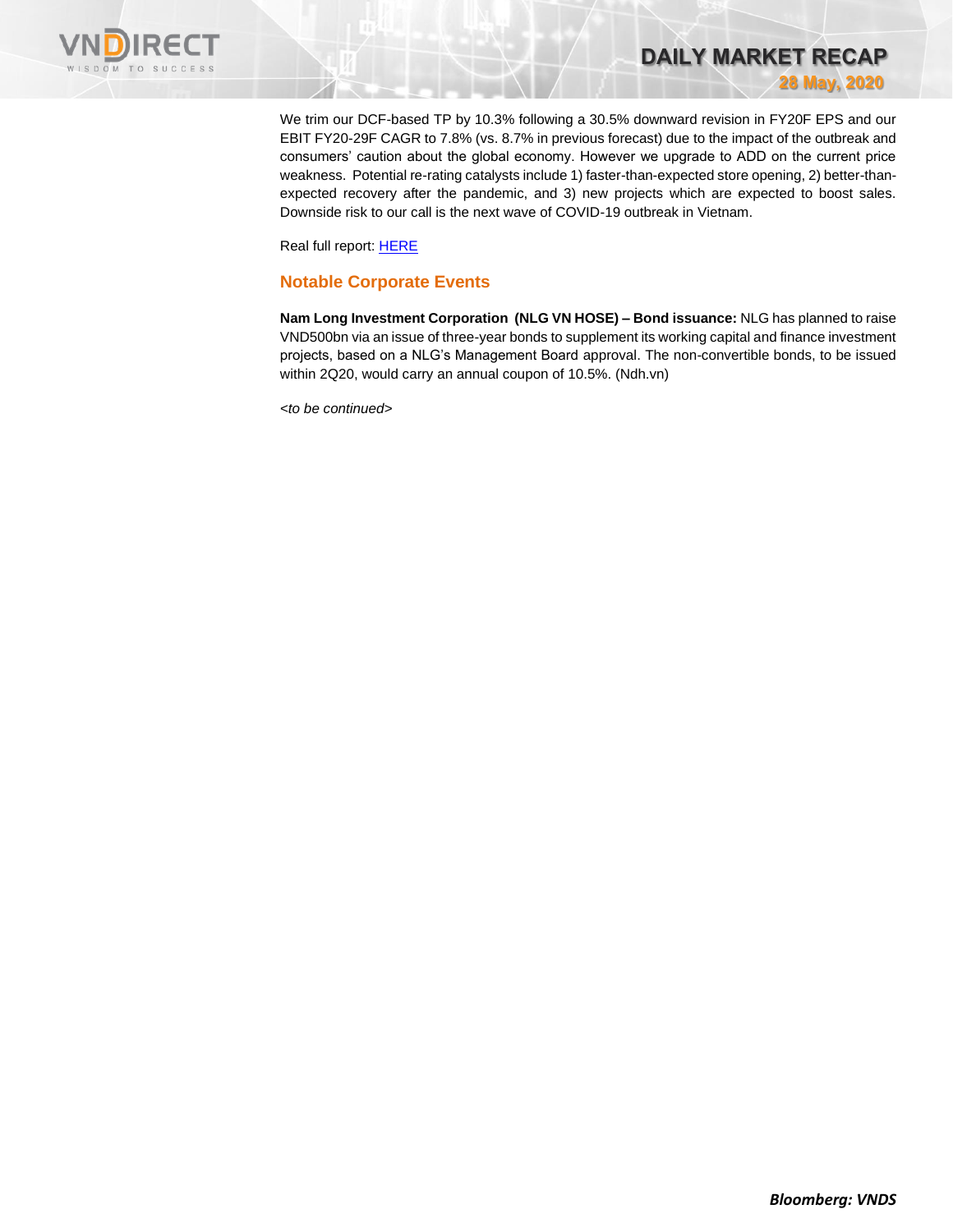We trim our DCF-based TP by 10.3% following a 30.5% downward revision in FY20F EPS and our EBIT FY20-29F CAGR to 7.8% (vs. 8.7% in previous forecast) due to the impact of the outbreak and consumers' caution about the global economy. However we upgrade to ADD on the current price weakness. Potential re-rating catalysts include 1) faster-than-expected store opening, 2) better-than-expected recovery after the pandemic, and 3) new projects which are expected to boost sales. Downside risk to our call is the next wave of COVID-19 outbreak in Vietnam.

Real full report: HERE

## Notable Corporate Events

**Nam Long Investment Corporation (NLG VN HOSE) – Bond issuance:** NLG has planned to raise VND500bn via an issue of three-year bonds to supplement its working capital and finance investment projects, based on a NLG's Management Board approval. The non-convertible bonds, to be issued within 2Q20, would carry an annual coupon of 10.5%. (Ndh.vn)

*<to be continued>*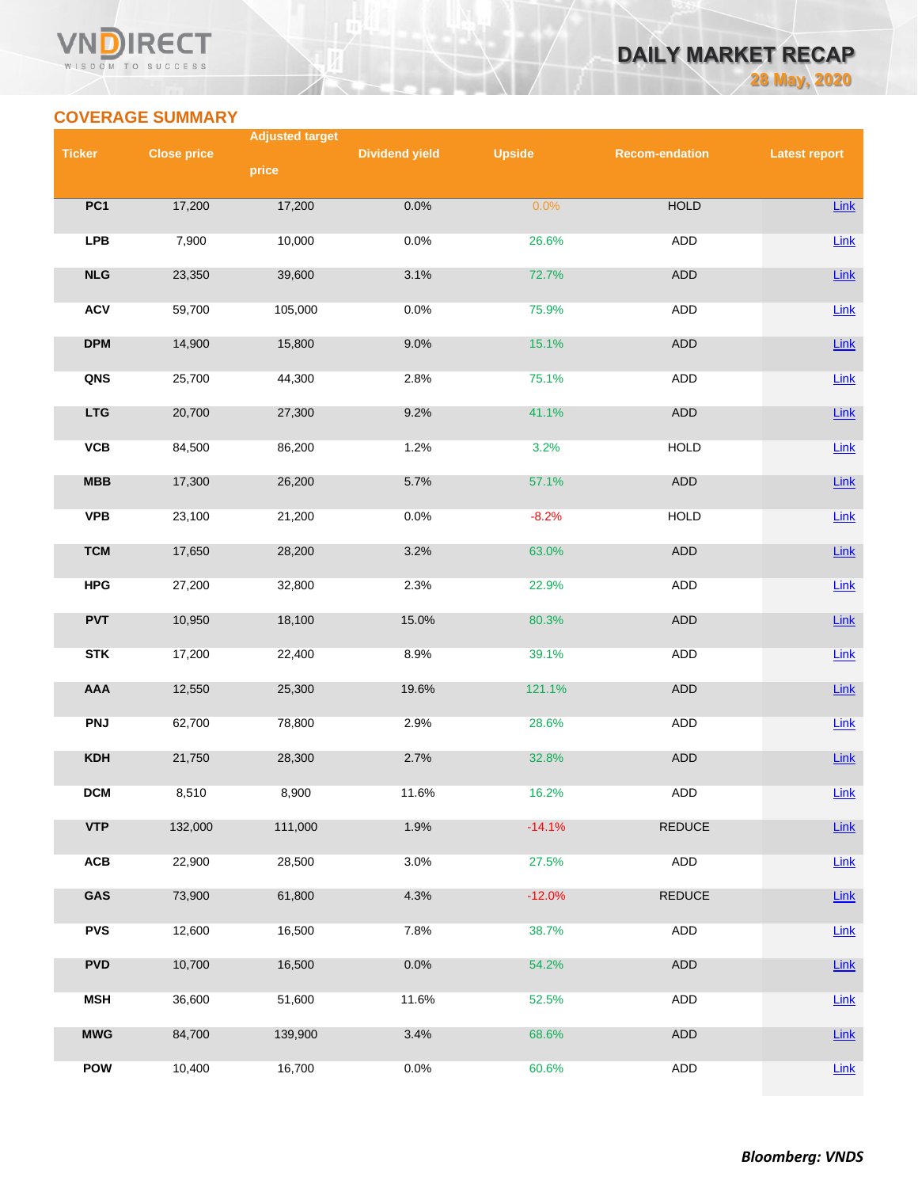## COVERAGE SUMMARY

| Ticker | Close price | Adjusted target price | Dividend yield | Upside | Recom-endation | Latest report |
|---|---|---|---|---|---|---|
| PC1 | 17,200 | 17,200 | 0.0% | 0.0% | HOLD | Link |
| LPB | 7,900 | 10,000 | 0.0% | 26.6% | ADD | Link |
| NLG | 23,350 | 39,600 | 3.1% | 72.7% | ADD | Link |
| ACV | 59,700 | 105,000 | 0.0% | 75.9% | ADD | Link |
| DPM | 14,900 | 15,800 | 9.0% | 15.1% | ADD | Link |
| QNS | 25,700 | 44,300 | 2.8% | 75.1% | ADD | Link |
| LTG | 20,700 | 27,300 | 9.2% | 41.1% | ADD | Link |
| VCB | 84,500 | 86,200 | 1.2% | 3.2% | HOLD | Link |
| MBB | 17,300 | 26,200 | 5.7% | 57.1% | ADD | Link |
| VPB | 23,100 | 21,200 | 0.0% | -8.2% | HOLD | Link |
| TCM | 17,650 | 28,200 | 3.2% | 63.0% | ADD | Link |
| HPG | 27,200 | 32,800 | 2.3% | 22.9% | ADD | Link |
| PVT | 10,950 | 18,100 | 15.0% | 80.3% | ADD | Link |
| STK | 17,200 | 22,400 | 8.9% | 39.1% | ADD | Link |
| AAA | 12,550 | 25,300 | 19.6% | 121.1% | ADD | Link |
| PNJ | 62,700 | 78,800 | 2.9% | 28.6% | ADD | Link |
| KDH | 21,750 | 28,300 | 2.7% | 32.8% | ADD | Link |
| DCM | 8,510 | 8,900 | 11.6% | 16.2% | ADD | Link |
| VTP | 132,000 | 111,000 | 1.9% | -14.1% | REDUCE | Link |
| ACB | 22,900 | 28,500 | 3.0% | 27.5% | ADD | Link |
| GAS | 73,900 | 61,800 | 4.3% | -12.0% | REDUCE | Link |
| PVS | 12,600 | 16,500 | 7.8% | 38.7% | ADD | Link |
| PVD | 10,700 | 16,500 | 0.0% | 54.2% | ADD | Link |
| MSH | 36,600 | 51,600 | 11.6% | 52.5% | ADD | Link |
| MWG | 84,700 | 139,900 | 3.4% | 68.6% | ADD | Link |
| POW | 10,400 | 16,700 | 0.0% | 60.6% | ADD | Link |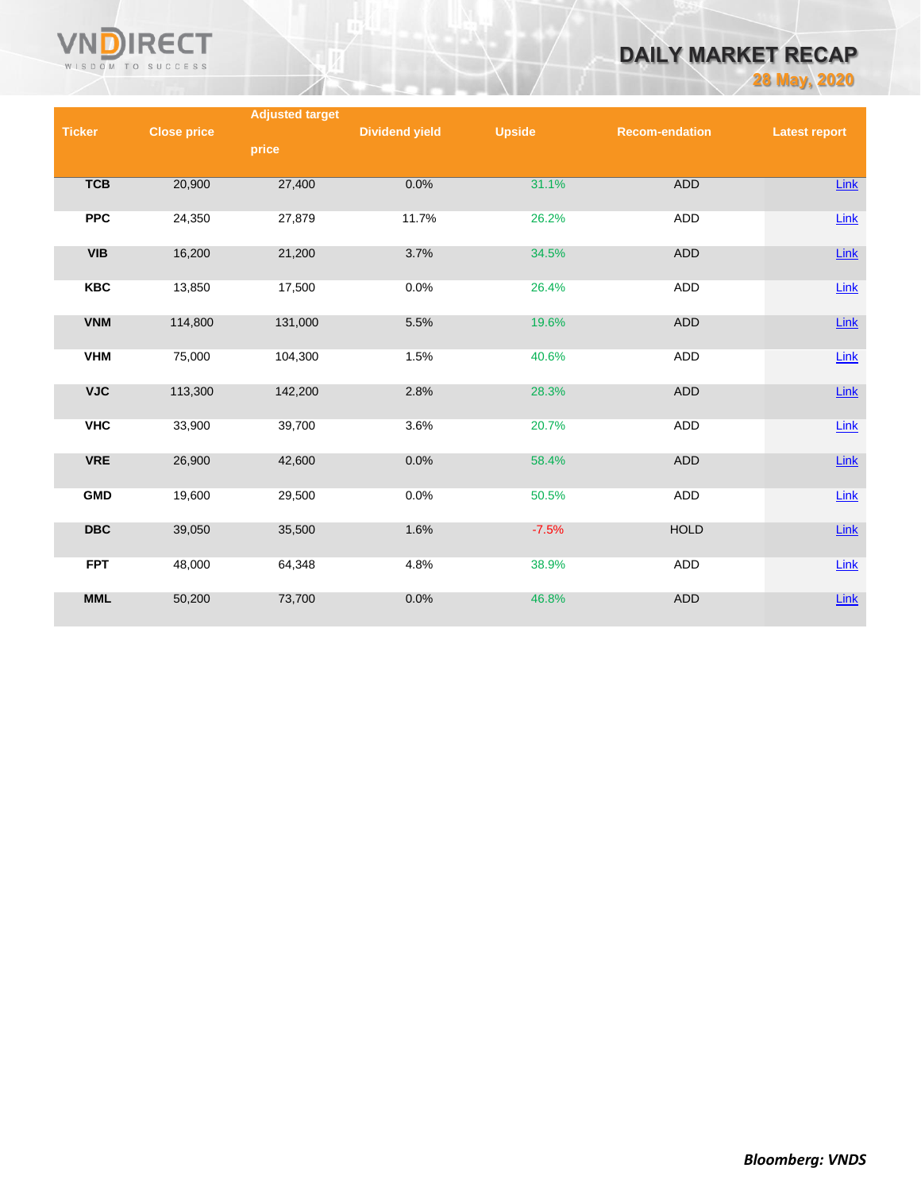| Ticker | Close price | Adjusted target price | Dividend yield | Upside | Recom-endation | Latest report |
|---|---|---|---|---|---|---|
| TCB | 20,900 | 27,400 | 0.0% | 31.1% | ADD | Link |
| PPC | 24,350 | 27,879 | 11.7% | 26.2% | ADD | Link |
| VIB | 16,200 | 21,200 | 3.7% | 34.5% | ADD | Link |
| KBC | 13,850 | 17,500 | 0.0% | 26.4% | ADD | Link |
| VNM | 114,800 | 131,000 | 5.5% | 19.6% | ADD | Link |
| VHM | 75,000 | 104,300 | 1.5% | 40.6% | ADD | Link |
| VJC | 113,300 | 142,200 | 2.8% | 28.3% | ADD | Link |
| VHC | 33,900 | 39,700 | 3.6% | 20.7% | ADD | Link |
| VRE | 26,900 | 42,600 | 0.0% | 58.4% | ADD | Link |
| GMD | 19,600 | 29,500 | 0.0% | 50.5% | ADD | Link |
| DBC | 39,050 | 35,500 | 1.6% | -7.5% | HOLD | Link |
| FPT | 48,000 | 64,348 | 4.8% | 38.9% | ADD | Link |
| MML | 50,200 | 73,700 | 0.0% | 46.8% | ADD | Link |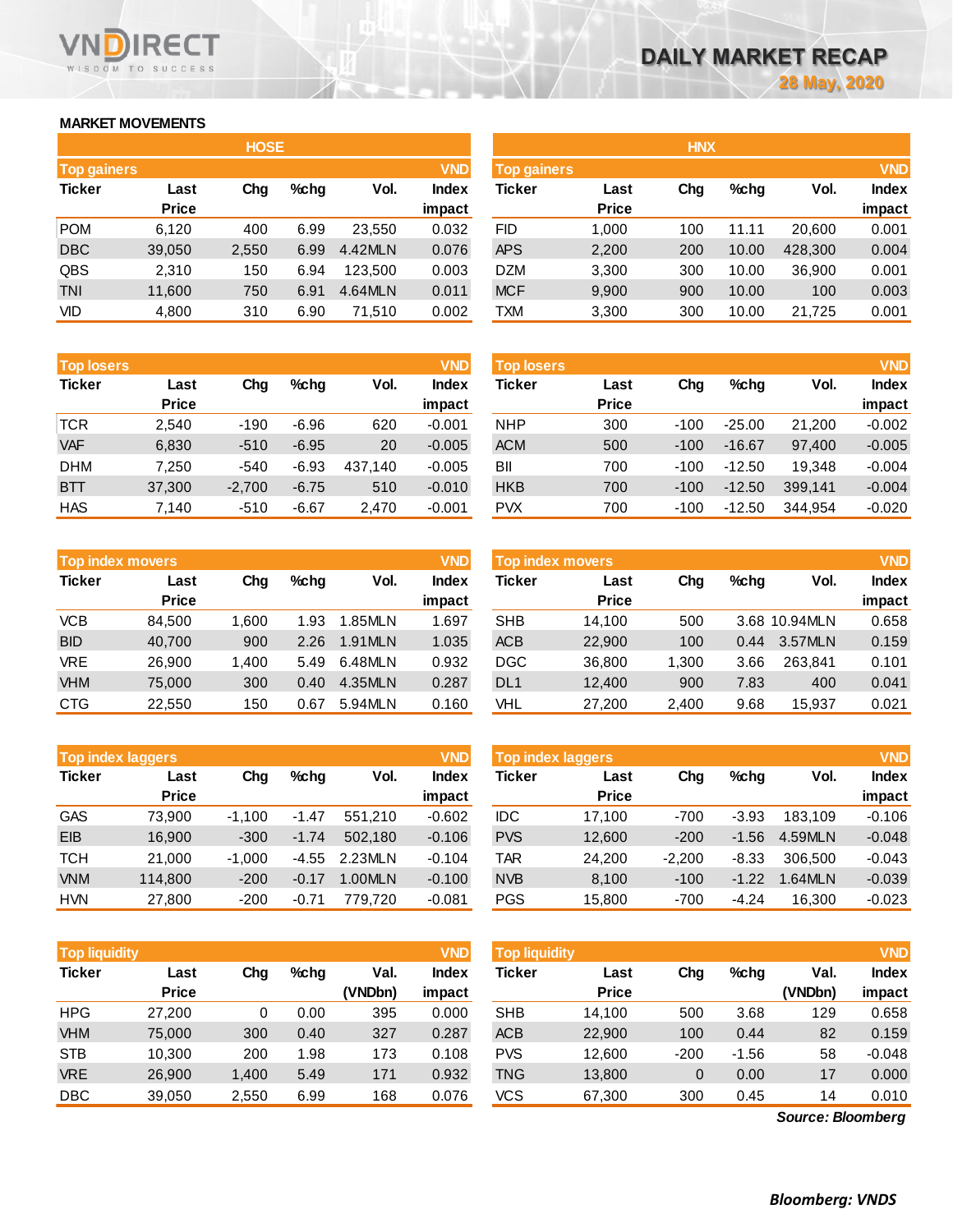# DAILY MARKET RECAP

28 May, 2020

## MARKET MOVEMENTS

### HOSE

| Top gainers | | | | | VND |
|---|---|---|---|---|---|
| Ticker | Last Price | Chg | %chg | Vol. | Index impact |
| POM | 6,120 | 400 | 6.99 | 23,550 | 0.032 |
| DBC | 39,050 | 2,550 | 6.99 | 4.42MLN | 0.076 |
| QBS | 2,310 | 150 | 6.94 | 123,500 | 0.003 |
| TNI | 11,600 | 750 | 6.91 | 4.64MLN | 0.011 |
| VID | 4,800 | 310 | 6.90 | 71,510 | 0.002 |

| Top losers | | | | | VND |
|---|---|---|---|---|---|
| Ticker | Last Price | Chg | %chg | Vol. | Index impact |
| TCR | 2,540 | -190 | -6.96 | 620 | -0.001 |
| VAF | 6,830 | -510 | -6.95 | 20 | -0.005 |
| DHM | 7,250 | -540 | -6.93 | 437,140 | -0.005 |
| BTT | 37,300 | -2,700 | -6.75 | 510 | -0.010 |
| HAS | 7,140 | -510 | -6.67 | 2,470 | -0.001 |

| Top index movers | | | | | VND |
|---|---|---|---|---|---|
| Ticker | Last Price | Chg | %chg | Vol. | Index impact |
| VCB | 84,500 | 1,600 | 1.93 | 1.85MLN | 1.697 |
| BID | 40,700 | 900 | 2.26 | 1.91MLN | 1.035 |
| VRE | 26,900 | 1,400 | 5.49 | 6.48MLN | 0.932 |
| VHM | 75,000 | 300 | 0.40 | 4.35MLN | 0.287 |
| CTG | 22,550 | 150 | 0.67 | 5.94MLN | 0.160 |

| Top index laggers | | | | | VND |
|---|---|---|---|---|---|
| Ticker | Last Price | Chg | %chg | Vol. | Index impact |
| GAS | 73,900 | -1,100 | -1.47 | 551,210 | -0.602 |
| EIB | 16,900 | -300 | -1.74 | 502,180 | -0.106 |
| TCH | 21,000 | -1,000 | -4.55 | 2.23MLN | -0.104 |
| VNM | 114,800 | -200 | -0.17 | 1.00MLN | -0.100 |
| HVN | 27,800 | -200 | -0.71 | 779,720 | -0.081 |

| Top liquidity | | | | | VND |
|---|---|---|---|---|---|
| Ticker | Last Price | Chg | %chg | Val. (VNDbn) | Index impact |
| HPG | 27,200 | 0 | 0.00 | 395 | 0.000 |
| VHM | 75,000 | 300 | 0.40 | 327 | 0.287 |
| STB | 10,300 | 200 | 1.98 | 173 | 0.108 |
| VRE | 26,900 | 1,400 | 5.49 | 171 | 0.932 |
| DBC | 39,050 | 2,550 | 6.99 | 168 | 0.076 |

### HNX

| Top gainers | | | | | VND |
|---|---|---|---|---|---|
| Ticker | Last Price | Chg | %chg | Vol. | Index impact |
| FID | 1,000 | 100 | 11.11 | 20,600 | 0.001 |
| APS | 2,200 | 200 | 10.00 | 428,300 | 0.004 |
| DZM | 3,300 | 300 | 10.00 | 36,900 | 0.001 |
| MCF | 9,900 | 900 | 10.00 | 100 | 0.003 |
| TXM | 3,300 | 300 | 10.00 | 21,725 | 0.001 |

| Top losers | | | | | VND |
|---|---|---|---|---|---|
| Ticker | Last Price | Chg | %chg | Vol. | Index impact |
| NHP | 300 | -100 | -25.00 | 21,200 | -0.002 |
| ACM | 500 | -100 | -16.67 | 97,400 | -0.005 |
| BII | 700 | -100 | -12.50 | 19,348 | -0.004 |
| HKB | 700 | -100 | -12.50 | 399,141 | -0.004 |
| PVX | 700 | -100 | -12.50 | 344,954 | -0.020 |

| Top index movers | | | | | VND |
|---|---|---|---|---|---|
| Ticker | Last Price | Chg | %chg | Vol. | Index impact |
| SHB | 14,100 | 500 | 3.68 | 10.94MLN | 0.658 |
| ACB | 22,900 | 100 | 0.44 | 3.57MLN | 0.159 |
| DGC | 36,800 | 1,300 | 3.66 | 263,841 | 0.101 |
| DL1 | 12,400 | 900 | 7.83 | 400 | 0.041 |
| VHL | 27,200 | 2,400 | 9.68 | 15,937 | 0.021 |

| Top index laggers | | | | | VND |
|---|---|---|---|---|---|
| Ticker | Last Price | Chg | %chg | Vol. | Index impact |
| IDC | 17,100 | -700 | -3.93 | 183,109 | -0.106 |
| PVS | 12,600 | -200 | -1.56 | 4.59MLN | -0.048 |
| TAR | 24,200 | -2,200 | -8.33 | 306,500 | -0.043 |
| NVB | 8,100 | -100 | -1.22 | 1.64MLN | -0.039 |
| PGS | 15,800 | -700 | -4.24 | 16,300 | -0.023 |

| Top liquidity | | | | | VND |
|---|---|---|---|---|---|
| Ticker | Last Price | Chg | %chg | Val. (VNDbn) | Index impact |
| SHB | 14,100 | 500 | 3.68 | 129 | 0.658 |
| ACB | 22,900 | 100 | 0.44 | 82 | 0.159 |
| PVS | 12,600 | -200 | -1.56 | 58 | -0.048 |
| TNG | 13,800 | 0 | 0.00 | 17 | 0.000 |
| VCS | 67,300 | 300 | 0.45 | 14 | 0.010 |

*Source: Bloomberg*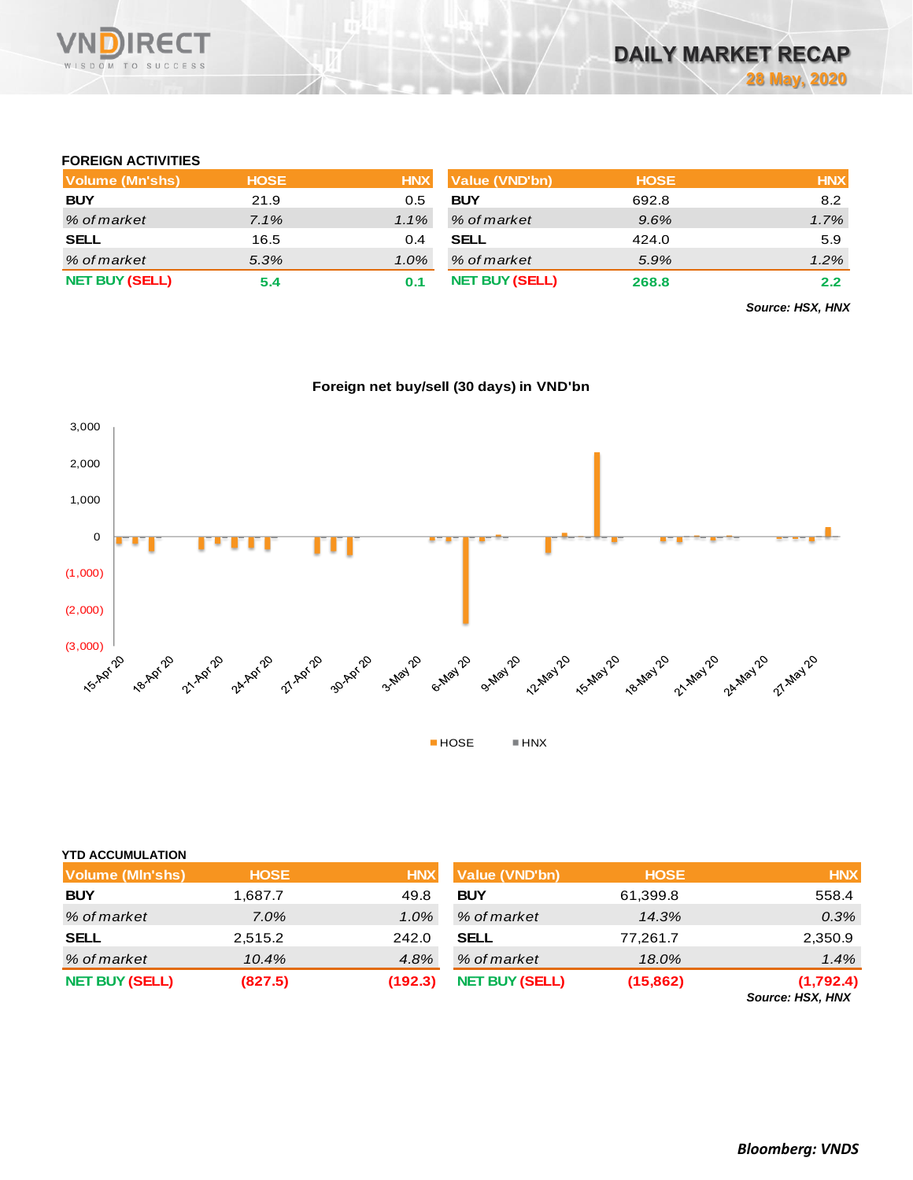## FOREIGN ACTIVITIES

| Volume (Mn'shs) | HOSE | HNX |
|---|---|---|
| **BUY** | 21.9 | 0.5 |
| *% of market* | *7.1%* | *1.1%* |
| **SELL** | 16.5 | 0.4 |
| *% of market* | *5.3%* | *1.0%* |
| **NET BUY (SELL)** | **5.4** | **0.1** |

| Value (VND'bn) | HOSE | HNX |
|---|---|---|
| **BUY** | 692.8 | 8.2 |
| *% of market* | *9.6%* | *1.7%* |
| **SELL** | 424.0 | 5.9 |
| *% of market* | *5.9%* | *1.2%* |
| **NET BUY (SELL)** | **268.8** | **2.2** |

***Source: HSX, HNX***

**Foreign net buy/sell (30 days) in VND'bn**

## YTD ACCUMULATION

| Volume (Mln'shs) | HOSE | HNX |
|---|---|---|
| **BUY** | 1,687.7 | 49.8 |
| *% of market* | *7.0%* | *1.0%* |
| **SELL** | 2,515.2 | 242.0 |
| *% of market* | *10.4%* | *4.8%* |
| **NET BUY (SELL)** | **(827.5)** | **(192.3)** |

| Value (VND'bn) | HOSE | HNX |
|---|---|---|
| **BUY** | 61,399.8 | 558.4 |
| *% of market* | *14.3%* | *0.3%* |
| **SELL** | 77,261.7 | 2,350.9 |
| *% of market* | *18.0%* | *1.4%* |
| **NET BUY (SELL)** | **(15,862)** | **(1,792.4)** |

***Source: HSX, HNX***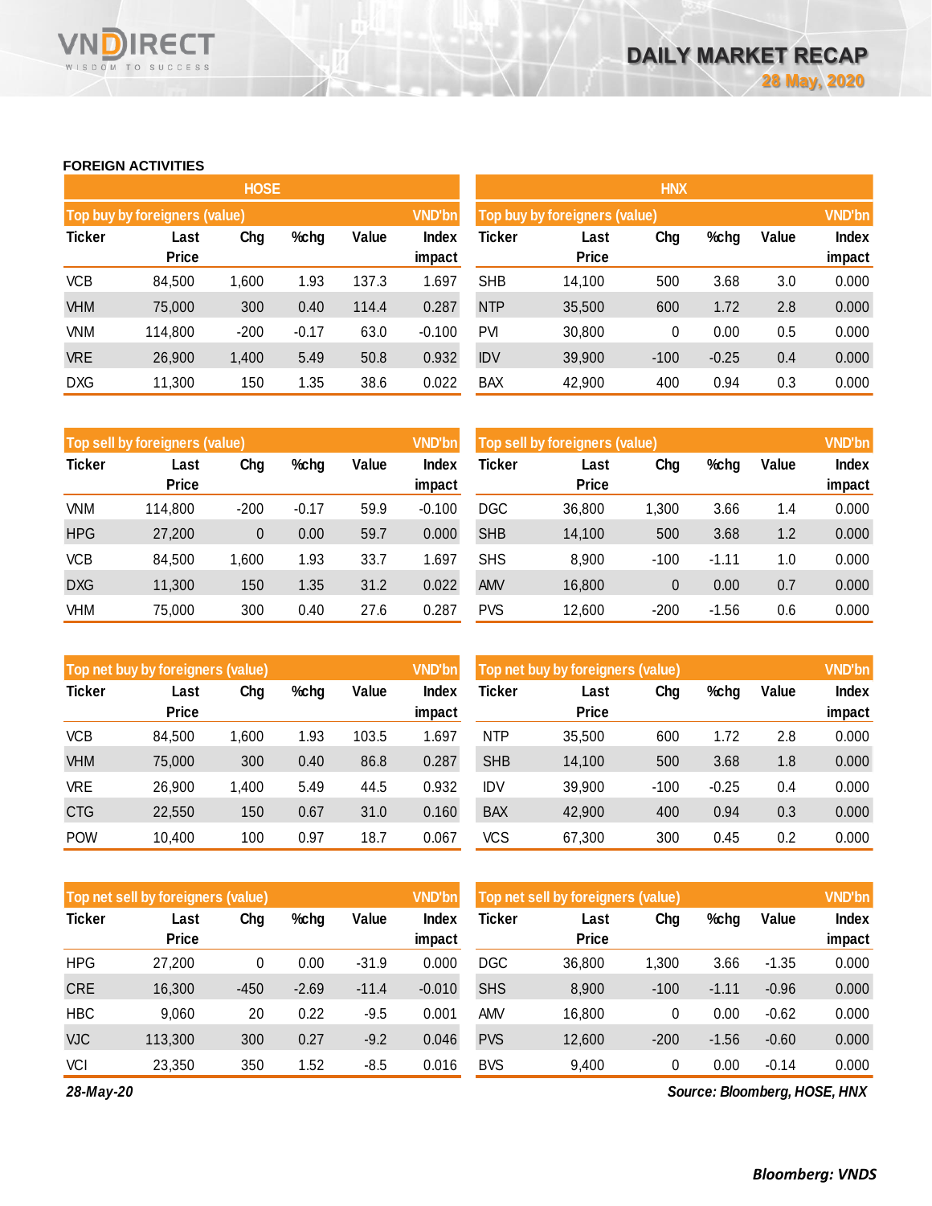## FOREIGN ACTIVITIES

### HOSE

| Top buy by foreigners (value) | | | | | VND'bn |
|---|---|---|---|---|---|
| Ticker | Last Price | Chg | %chg | Value | Index impact |
| VCB | 84,500 | 1,600 | 1.93 | 137.3 | 1.697 |
| VHM | 75,000 | 300 | 0.40 | 114.4 | 0.287 |
| VNM | 114,800 | -200 | -0.17 | 63.0 | -0.100 |
| VRE | 26,900 | 1,400 | 5.49 | 50.8 | 0.932 |
| DXG | 11,300 | 150 | 1.35 | 38.6 | 0.022 |

| Top sell by foreigners (value) | | | | | VND'bn |
|---|---|---|---|---|---|
| Ticker | Last Price | Chg | %chg | Value | Index impact |
| VNM | 114,800 | -200 | -0.17 | 59.9 | -0.100 |
| HPG | 27,200 | 0 | 0.00 | 59.7 | 0.000 |
| VCB | 84,500 | 1,600 | 1.93 | 33.7 | 1.697 |
| DXG | 11,300 | 150 | 1.35 | 31.2 | 0.022 |
| VHM | 75,000 | 300 | 0.40 | 27.6 | 0.287 |

| Top net buy by foreigners (value) | | | | | VND'bn |
|---|---|---|---|---|---|
| Ticker | Last Price | Chg | %chg | Value | Index impact |
| VCB | 84,500 | 1,600 | 1.93 | 103.5 | 1.697 |
| VHM | 75,000 | 300 | 0.40 | 86.8 | 0.287 |
| VRE | 26,900 | 1,400 | 5.49 | 44.5 | 0.932 |
| CTG | 22,550 | 150 | 0.67 | 31.0 | 0.160 |
| POW | 10,400 | 100 | 0.97 | 18.7 | 0.067 |

| Top net sell by foreigners (value) | | | | | VND'bn |
|---|---|---|---|---|---|
| Ticker | Last Price | Chg | %chg | Value | Index impact |
| HPG | 27,200 | 0 | 0.00 | -31.9 | 0.000 |
| CRE | 16,300 | -450 | -2.69 | -11.4 | -0.010 |
| HBC | 9,060 | 20 | 0.22 | -9.5 | 0.001 |
| VJC | 113,300 | 300 | 0.27 | -9.2 | 0.046 |
| VCI | 23,350 | 350 | 1.52 | -8.5 | 0.016 |

### HNX

| Top buy by foreigners (value) | | | | | VND'bn |
|---|---|---|---|---|---|
| Ticker | Last Price | Chg | %chg | Value | Index impact |
| SHB | 14,100 | 500 | 3.68 | 3.0 | 0.000 |
| NTP | 35,500 | 600 | 1.72 | 2.8 | 0.000 |
| PVI | 30,800 | 0 | 0.00 | 0.5 | 0.000 |
| IDV | 39,900 | -100 | -0.25 | 0.4 | 0.000 |
| BAX | 42,900 | 400 | 0.94 | 0.3 | 0.000 |

| Top sell by foreigners (value) | | | | | VND'bn |
|---|---|---|---|---|---|
| Ticker | Last Price | Chg | %chg | Value | Index impact |
| DGC | 36,800 | 1,300 | 3.66 | 1.4 | 0.000 |
| SHB | 14,100 | 500 | 3.68 | 1.2 | 0.000 |
| SHS | 8,900 | -100 | -1.11 | 1.0 | 0.000 |
| AMV | 16,800 | 0 | 0.00 | 0.7 | 0.000 |
| PVS | 12,600 | -200 | -1.56 | 0.6 | 0.000 |

| Top net buy by foreigners (value) | | | | | VND'bn |
|---|---|---|---|---|---|
| Ticker | Last Price | Chg | %chg | Value | Index impact |
| NTP | 35,500 | 600 | 1.72 | 2.8 | 0.000 |
| SHB | 14,100 | 500 | 3.68 | 1.8 | 0.000 |
| IDV | 39,900 | -100 | -0.25 | 0.4 | 0.000 |
| BAX | 42,900 | 400 | 0.94 | 0.3 | 0.000 |
| VCS | 67,300 | 300 | 0.45 | 0.2 | 0.000 |

| Top net sell by foreigners (value) | | | | | VND'bn |
|---|---|---|---|---|---|
| Ticker | Last Price | Chg | %chg | Value | Index impact |
| DGC | 36,800 | 1,300 | 3.66 | -1.35 | 0.000 |
| SHS | 8,900 | -100 | -1.11 | -0.96 | 0.000 |
| AMV | 16,800 | 0 | 0.00 | -0.62 | 0.000 |
| PVS | 12,600 | -200 | -1.56 | -0.60 | 0.000 |
| BVS | 9,400 | 0 | 0.00 | -0.14 | 0.000 |

*28-May-20*

*Source: Bloomberg, HOSE, HNX*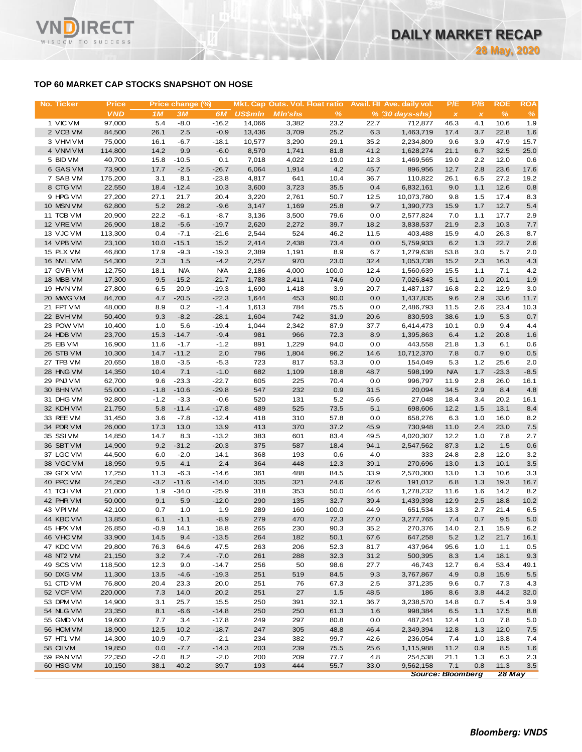# TOP 60 MARKET CAP STOCKS SNAPSHOT ON HOSE

| No. | Ticker | Price | Price change (%) | | | Mkt. Cap | Outs. Vol. | Float ratio | Avail. FII | Ave. daily vol. | P/E | P/B | ROE | ROA |
|---|---|---|---|---|---|---|---|---|---|---|---|---|---|---|
| | | VND | 1M | 3M | 6M | US$mln | Mln'shs | % | % | ('30 days-shs) | x | x | % | % |
| 1 | VIC VM | 97,000 | 5.4 | -8.0 | -16.2 | 14,066 | 3,382 | 23.2 | 22.7 | 712,877 | 46.3 | 4.1 | 10.6 | 1.9 |
| 2 | VCB VM | 84,500 | 26.1 | 2.5 | -0.9 | 13,436 | 3,709 | 25.2 | 6.3 | 1,463,719 | 17.4 | 3.7 | 22.8 | 1.6 |
| 3 | VHM VM | 75,000 | 16.1 | -6.7 | -18.1 | 10,577 | 3,290 | 29.1 | 35.2 | 2,234,809 | 9.6 | 3.9 | 47.9 | 15.7 |
| 4 | VNM VM | 114,800 | 14.2 | 9.9 | -6.0 | 8,570 | 1,741 | 81.8 | 41.2 | 1,628,274 | 21.1 | 6.7 | 32.5 | 25.0 |
| 5 | BID VM | 40,700 | 15.8 | -10.5 | 0.1 | 7,018 | 4,022 | 19.0 | 12.3 | 1,469,565 | 19.0 | 2.2 | 12.0 | 0.6 |
| 6 | GAS VM | 73,900 | 17.7 | -2.5 | -26.7 | 6,064 | 1,914 | 4.2 | 45.7 | 896,956 | 12.7 | 2.8 | 23.6 | 17.6 |
| 7 | SAB VM | 175,200 | 3.1 | 8.1 | -23.8 | 4,817 | 641 | 10.4 | 36.7 | 110,822 | 26.1 | 6.5 | 27.2 | 19.2 |
| 8 | CTG VM | 22,550 | 18.4 | -12.4 | 10.3 | 3,600 | 3,723 | 35.5 | 0.4 | 6,832,161 | 9.0 | 1.1 | 12.6 | 0.8 |
| 9 | HPG VM | 27,200 | 27.1 | 21.7 | 20.4 | 3,220 | 2,761 | 50.7 | 12.5 | 10,073,780 | 9.8 | 1.5 | 17.4 | 8.3 |
| 10 | MSN VM | 62,800 | 5.2 | 28.2 | -9.6 | 3,147 | 1,169 | 25.8 | 9.7 | 1,390,773 | 15.9 | 1.7 | 12.7 | 5.4 |
| 11 | TCB VM | 20,900 | 22.2 | -6.1 | -8.7 | 3,136 | 3,500 | 79.6 | 0.0 | 2,577,824 | 7.0 | 1.1 | 17.7 | 2.9 |
| 12 | VRE VM | 26,900 | 18.2 | -5.6 | -19.7 | 2,620 | 2,272 | 39.7 | 18.2 | 3,838,537 | 21.9 | 2.3 | 10.3 | 7.7 |
| 13 | VJC VM | 113,300 | 0.4 | -7.1 | -21.6 | 2,544 | 524 | 46.2 | 11.5 | 403,488 | 15.9 | 4.0 | 26.3 | 8.7 |
| 14 | VPB VM | 23,100 | 10.0 | -15.1 | 15.2 | 2,414 | 2,438 | 73.4 | 0.0 | 5,759,933 | 6.2 | 1.3 | 22.7 | 2.6 |
| 15 | PLX VM | 46,800 | 17.9 | -9.3 | -19.3 | 2,389 | 1,191 | 8.9 | 6.7 | 1,279,638 | 53.8 | 3.0 | 5.7 | 2.0 |
| 16 | NVL VM | 54,300 | 2.3 | 1.5 | -4.2 | 2,257 | 970 | 23.0 | 32.4 | 1,053,738 | 15.2 | 2.3 | 16.3 | 4.3 |
| 17 | GVR VM | 12,750 | 18.1 | N/A | N/A | 2,186 | 4,000 | 100.0 | 12.4 | 1,560,639 | 15.5 | 1.1 | 7.1 | 4.2 |
| 18 | MBB VM | 17,300 | 9.5 | -15.2 | -21.7 | 1,788 | 2,411 | 74.6 | 0.0 | 7,026,843 | 5.1 | 1.0 | 20.1 | 1.9 |
| 19 | HVN VM | 27,800 | 6.5 | 20.9 | -19.3 | 1,690 | 1,418 | 3.9 | 20.7 | 1,487,137 | 16.8 | 2.2 | 12.9 | 3.0 |
| 20 | MWG VM | 84,700 | 4.7 | -20.5 | -22.3 | 1,644 | 453 | 90.0 | 0.0 | 1,437,835 | 9.6 | 2.9 | 33.6 | 11.7 |
| 21 | FPT VM | 48,000 | 8.9 | 0.2 | -1.4 | 1,613 | 784 | 75.5 | 0.0 | 2,486,793 | 11.5 | 2.6 | 23.4 | 10.3 |
| 22 | BVH VM | 50,400 | 9.3 | -8.2 | -28.1 | 1,604 | 742 | 31.9 | 20.6 | 830,593 | 38.6 | 1.9 | 5.3 | 0.7 |
| 23 | POW VM | 10,400 | 1.0 | 5.6 | -19.4 | 1,044 | 2,342 | 87.9 | 37.7 | 6,414,473 | 10.1 | 0.9 | 9.4 | 4.4 |
| 24 | HDB VM | 23,700 | 15.3 | -14.7 | -9.4 | 981 | 966 | 72.3 | 8.9 | 1,395,863 | 6.4 | 1.2 | 20.8 | 1.6 |
| 25 | EIB VM | 16,900 | 11.6 | -1.7 | -1.2 | 891 | 1,229 | 94.0 | 0.0 | 443,558 | 21.8 | 1.3 | 6.1 | 0.6 |
| 26 | STB VM | 10,300 | 14.7 | -11.2 | 2.0 | 796 | 1,804 | 96.2 | 14.6 | 10,712,370 | 7.8 | 0.7 | 9.0 | 0.5 |
| 27 | TPB VM | 20,650 | 18.0 | -3.5 | -5.3 | 723 | 817 | 53.3 | 0.0 | 154,049 | 5.3 | 1.2 | 25.6 | 2.0 |
| 28 | HNG VM | 14,350 | 10.4 | 7.1 | -1.0 | 682 | 1,109 | 18.8 | 48.7 | 598,199 | N/A | 1.7 | -23.3 | -8.5 |
| 29 | PNJ VM | 62,700 | 9.6 | -23.3 | -22.7 | 605 | 225 | 70.4 | 0.0 | 996,797 | 11.9 | 2.8 | 26.0 | 16.1 |
| 30 | BHN VM | 55,000 | -1.8 | -10.6 | -29.8 | 547 | 232 | 0.9 | 31.5 | 20,094 | 34.5 | 2.9 | 8.4 | 4.8 |
| 31 | DHG VM | 92,800 | -1.2 | -3.3 | -0.6 | 520 | 131 | 5.2 | 45.6 | 27,048 | 18.4 | 3.4 | 20.2 | 16.1 |
| 32 | KDH VM | 21,750 | 5.8 | -11.4 | -17.8 | 489 | 525 | 73.5 | 5.1 | 698,606 | 12.2 | 1.5 | 13.1 | 8.4 |
| 33 | REE VM | 31,450 | 3.6 | -7.8 | -12.4 | 418 | 310 | 57.8 | 0.0 | 658,276 | 6.3 | 1.0 | 16.0 | 8.2 |
| 34 | PDR VM | 26,000 | 17.3 | 13.0 | 13.9 | 413 | 370 | 37.2 | 45.9 | 730,948 | 11.0 | 2.4 | 23.0 | 7.5 |
| 35 | SSI VM | 14,850 | 14.7 | 8.3 | -13.2 | 383 | 601 | 83.4 | 49.5 | 4,020,307 | 12.2 | 1.0 | 7.8 | 2.7 |
| 36 | SBT VM | 14,900 | 9.2 | -31.2 | -20.3 | 375 | 587 | 18.4 | 94.1 | 2,547,562 | 87.3 | 1.2 | 1.5 | 0.6 |
| 37 | LGC VM | 44,500 | 6.0 | -2.0 | 14.1 | 368 | 193 | 0.6 | 4.0 | 333 | 24.8 | 2.8 | 12.0 | 3.2 |
| 38 | VGC VM | 18,950 | 9.5 | 4.1 | 2.4 | 364 | 448 | 12.3 | 39.1 | 270,696 | 13.0 | 1.3 | 10.1 | 3.5 |
| 39 | GEX VM | 17,250 | 11.3 | -6.3 | -14.6 | 361 | 488 | 84.5 | 33.9 | 2,570,300 | 13.0 | 1.3 | 10.6 | 3.3 |
| 40 | PPC VM | 24,350 | -3.2 | -11.6 | -14.0 | 335 | 321 | 24.6 | 32.6 | 191,012 | 6.8 | 1.3 | 19.3 | 16.7 |
| 41 | TCH VM | 21,000 | 1.9 | -34.0 | -25.9 | 318 | 353 | 50.0 | 44.6 | 1,278,232 | 11.6 | 1.6 | 14.2 | 8.2 |
| 42 | PHR VM | 50,000 | 9.1 | 5.9 | -12.0 | 290 | 135 | 32.7 | 39.4 | 1,439,398 | 12.9 | 2.5 | 18.8 | 10.2 |
| 43 | VPI VM | 42,100 | 0.7 | 1.0 | 1.9 | 289 | 160 | 100.0 | 44.9 | 651,534 | 13.3 | 2.7 | 21.4 | 6.5 |
| 44 | KBC VM | 13,850 | 6.1 | -1.1 | -8.9 | 279 | 470 | 72.3 | 27.0 | 3,277,765 | 7.4 | 0.7 | 9.5 | 5.0 |
| 45 | HPX VM | 26,850 | -0.9 | 14.1 | 18.8 | 265 | 230 | 90.3 | 35.2 | 270,376 | 14.0 | 2.1 | 15.9 | 6.2 |
| 46 | VHC VM | 33,900 | 14.5 | 9.4 | -13.5 | 264 | 182 | 50.1 | 67.6 | 647,258 | 5.2 | 1.2 | 21.7 | 16.1 |
| 47 | KDC VM | 29,800 | 76.3 | 64.6 | 47.5 | 263 | 206 | 52.3 | 81.7 | 437,964 | 95.6 | 1.0 | 1.1 | 0.5 |
| 48 | NT2 VM | 21,150 | 3.2 | 7.4 | -7.0 | 261 | 288 | 32.3 | 31.2 | 500,395 | 8.3 | 1.4 | 18.1 | 9.3 |
| 49 | SCS VM | 118,500 | 12.3 | 9.0 | -14.7 | 256 | 50 | 98.6 | 27.7 | 46,743 | 12.7 | 6.4 | 53.4 | 49.1 |
| 50 | DXG VM | 11,300 | 13.5 | -4.6 | -19.3 | 251 | 519 | 84.5 | 9.3 | 3,767,867 | 4.9 | 0.8 | 15.9 | 5.5 |
| 51 | CTD VM | 76,800 | 20.4 | 23.3 | 20.0 | 251 | 76 | 67.3 | 2.5 | 371,235 | 9.6 | 0.7 | 7.3 | 4.3 |
| 52 | VCF VM | 220,000 | 7.3 | 14.0 | 20.2 | 251 | 27 | 1.5 | 48.5 | 186 | 8.6 | 3.8 | 44.2 | 32.0 |
| 53 | DPM VM | 14,900 | 3.1 | 25.7 | 15.5 | 250 | 391 | 32.1 | 36.7 | 3,238,570 | 14.8 | 0.7 | 5.4 | 3.9 |
| 54 | NLG VM | 23,350 | 8.1 | -6.6 | -14.8 | 250 | 250 | 61.3 | 1.6 | 998,384 | 6.5 | 1.1 | 17.5 | 8.8 |
| 55 | GMD VM | 19,600 | 7.7 | 3.4 | -17.8 | 249 | 297 | 80.8 | 0.0 | 487,241 | 12.4 | 1.0 | 7.8 | 5.0 |
| 56 | HCM VM | 18,900 | 12.5 | 10.2 | -18.7 | 247 | 305 | 48.8 | 46.4 | 2,349,394 | 12.8 | 1.3 | 12.0 | 7.5 |
| 57 | HT1 VM | 14,300 | 10.9 | -0.7 | -2.1 | 234 | 382 | 99.7 | 42.6 | 236,054 | 7.4 | 1.0 | 13.8 | 7.4 |
| 58 | CII VM | 19,850 | 0.0 | -7.7 | -14.3 | 203 | 239 | 75.5 | 25.6 | 1,115,988 | 11.2 | 0.9 | 8.5 | 1.6 |
| 59 | PAN VM | 22,350 | -2.0 | 8.2 | -2.0 | 200 | 209 | 77.7 | 4.8 | 254,538 | 21.1 | 1.3 | 6.3 | 2.3 |
| 60 | HSG VM | 10,150 | 38.1 | 40.2 | 39.7 | 193 | 444 | 55.7 | 33.0 | 9,562,158 | 7.1 | 0.8 | 11.3 | 3.5 |

*Source: Bloomberg* *28 May*

***Bloomberg: VNDS***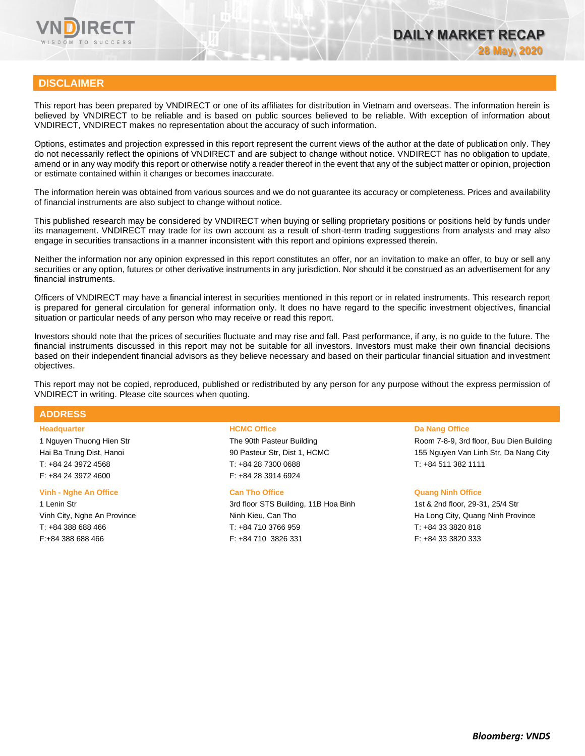## DISCLAIMER

This report has been prepared by VNDIRECT or one of its affiliates for distribution in Vietnam and overseas. The information herein is believed by VNDIRECT to be reliable and is based on public sources believed to be reliable. With exception of information about VNDIRECT, VNDIRECT makes no representation about the accuracy of such information.

Options, estimates and projection expressed in this report represent the current views of the author at the date of publication only. They do not necessarily reflect the opinions of VNDIRECT and are subject to change without notice. VNDIRECT has no obligation to update, amend or in any way modify this report or otherwise notify a reader thereof in the event that any of the subject matter or opinion, projection or estimate contained within it changes or becomes inaccurate.

The information herein was obtained from various sources and we do not guarantee its accuracy or completeness. Prices and availability of financial instruments are also subject to change without notice.

This published research may be considered by VNDIRECT when buying or selling proprietary positions or positions held by funds under its management. VNDIRECT may trade for its own account as a result of short-term trading suggestions from analysts and may also engage in securities transactions in a manner inconsistent with this report and opinions expressed therein.

Neither the information nor any opinion expressed in this report constitutes an offer, nor an invitation to make an offer, to buy or sell any securities or any option, futures or other derivative instruments in any jurisdiction. Nor should it be construed as an advertisement for any financial instruments.

Officers of VNDIRECT may have a financial interest in securities mentioned in this report or in related instruments. This research report is prepared for general circulation for general information only. It does no have regard to the specific investment objectives, financial situation or particular needs of any person who may receive or read this report.

Investors should note that the prices of securities fluctuate and may rise and fall. Past performance, if any, is no guide to the future. The financial instruments discussed in this report may not be suitable for all investors. Investors must make their own financial decisions based on their independent financial advisors as they believe necessary and based on their particular financial situation and investment objectives.

This report may not be copied, reproduced, published or redistributed by any person for any purpose without the express permission of VNDIRECT in writing. Please cite sources when quoting.

## ADDRESS

**Headquarter**
1 Nguyen Thuong Hien Str
Hai Ba Trung Dist, Hanoi
T: +84 24 3972 4568
F: +84 24 3972 4600

**HCMC Office**
The 90th Pasteur Building
90 Pasteur Str, Dist 1, HCMC
T: +84 28 7300 0688
F: +84 28 3914 6924

**Da Nang Office**
Room 7-8-9, 3rd floor, Buu Dien Building
155 Nguyen Van Linh Str, Da Nang City
T: +84 511 382 1111

**Vinh - Nghe An Office**
1 Lenin Str
Vinh City, Nghe An Province
T: +84 388 688 466
F:+84 388 688 466

**Can Tho Office**
3rd floor STS Building, 11B Hoa Binh
Ninh Kieu, Can Tho
T: +84 710 3766 959
F: +84 710 3826 331

**Quang Ninh Office**
1st & 2nd floor, 29-31, 25/4 Str
Ha Long City, Quang Ninh Province
T: +84 33 3820 818
F: +84 33 3820 333